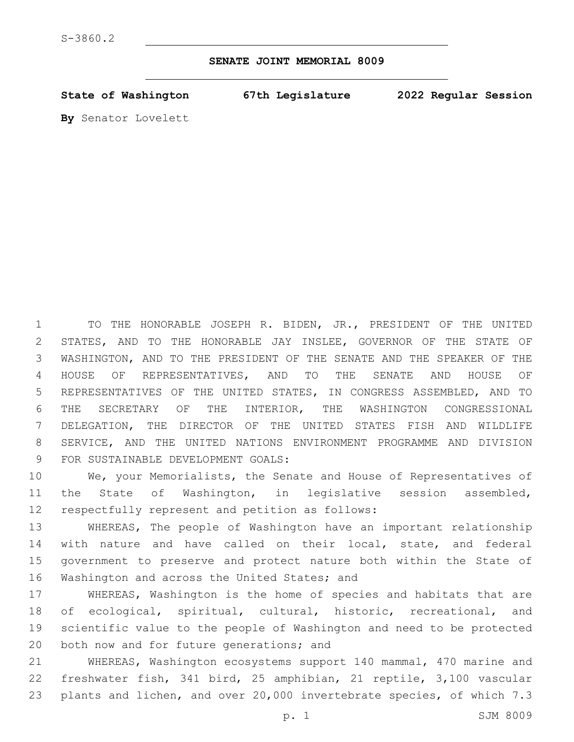S-3860.2

# SENATE JOINT MEMORIAL 8009

**State of Washington 67th Legislature 2022 Regular Session**

**By** Senator Lovelett

TO THE HONORABLE JOSEPH R. BIDEN, JR., PRESIDENT OF THE UNITED STATES, AND TO THE HONORABLE JAY INSLEE, GOVERNOR OF THE STATE OF WASHINGTON, AND TO THE PRESIDENT OF THE SENATE AND THE SPEAKER OF THE HOUSE OF REPRESENTATIVES, AND TO THE SENATE AND HOUSE OF REPRESENTATIVES OF THE UNITED STATES, IN CONGRESS ASSEMBLED, AND TO THE SECRETARY OF THE INTERIOR, THE WASHINGTON CONGRESSIONAL DELEGATION, THE DIRECTOR OF THE UNITED STATES FISH AND WILDLIFE SERVICE, AND THE UNITED NATIONS ENVIRONMENT PROGRAMME AND DIVISION FOR SUSTAINABLE DEVELOPMENT GOALS:

We, your Memorialists, the Senate and House of Representatives of the State of Washington, in legislative session assembled, respectfully represent and petition as follows:

WHEREAS, The people of Washington have an important relationship with nature and have called on their local, state, and federal government to preserve and protect nature both within the State of Washington and across the United States; and

WHEREAS, Washington is the home of species and habitats that are of ecological, spiritual, cultural, historic, recreational, and scientific value to the people of Washington and need to be protected both now and for future generations; and

WHEREAS, Washington ecosystems support 140 mammal, 470 marine and freshwater fish, 341 bird, 25 amphibian, 21 reptile, 3,100 vascular plants and lichen, and over 20,000 invertebrate species, of which 7.3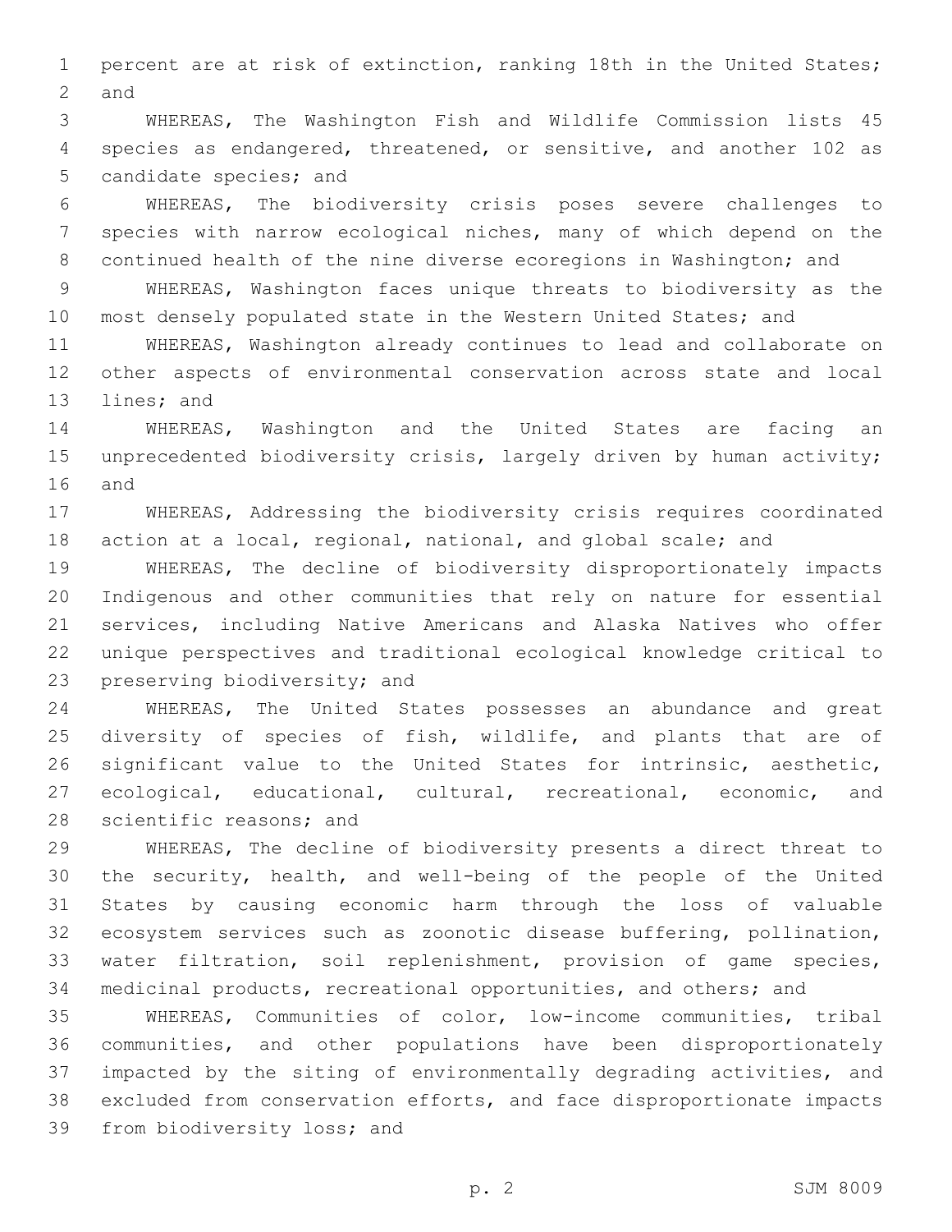percent are at risk of extinction, ranking 18th in the United States; and

WHEREAS, The Washington Fish and Wildlife Commission lists 45 species as endangered, threatened, or sensitive, and another 102 as candidate species; and

WHEREAS, The biodiversity crisis poses severe challenges to species with narrow ecological niches, many of which depend on the continued health of the nine diverse ecoregions in Washington; and

WHEREAS, Washington faces unique threats to biodiversity as the most densely populated state in the Western United States; and

WHEREAS, Washington already continues to lead and collaborate on other aspects of environmental conservation across state and local lines; and

WHEREAS, Washington and the United States are facing an unprecedented biodiversity crisis, largely driven by human activity; and

WHEREAS, Addressing the biodiversity crisis requires coordinated action at a local, regional, national, and global scale; and

WHEREAS, The decline of biodiversity disproportionately impacts Indigenous and other communities that rely on nature for essential services, including Native Americans and Alaska Natives who offer unique perspectives and traditional ecological knowledge critical to preserving biodiversity; and

WHEREAS, The United States possesses an abundance and great diversity of species of fish, wildlife, and plants that are of significant value to the United States for intrinsic, aesthetic, ecological, educational, cultural, recreational, economic, and scientific reasons; and

WHEREAS, The decline of biodiversity presents a direct threat to the security, health, and well-being of the people of the United States by causing economic harm through the loss of valuable ecosystem services such as zoonotic disease buffering, pollination, water filtration, soil replenishment, provision of game species, medicinal products, recreational opportunities, and others; and

WHEREAS, Communities of color, low-income communities, tribal communities, and other populations have been disproportionately impacted by the siting of environmentally degrading activities, and excluded from conservation efforts, and face disproportionate impacts from biodiversity loss; and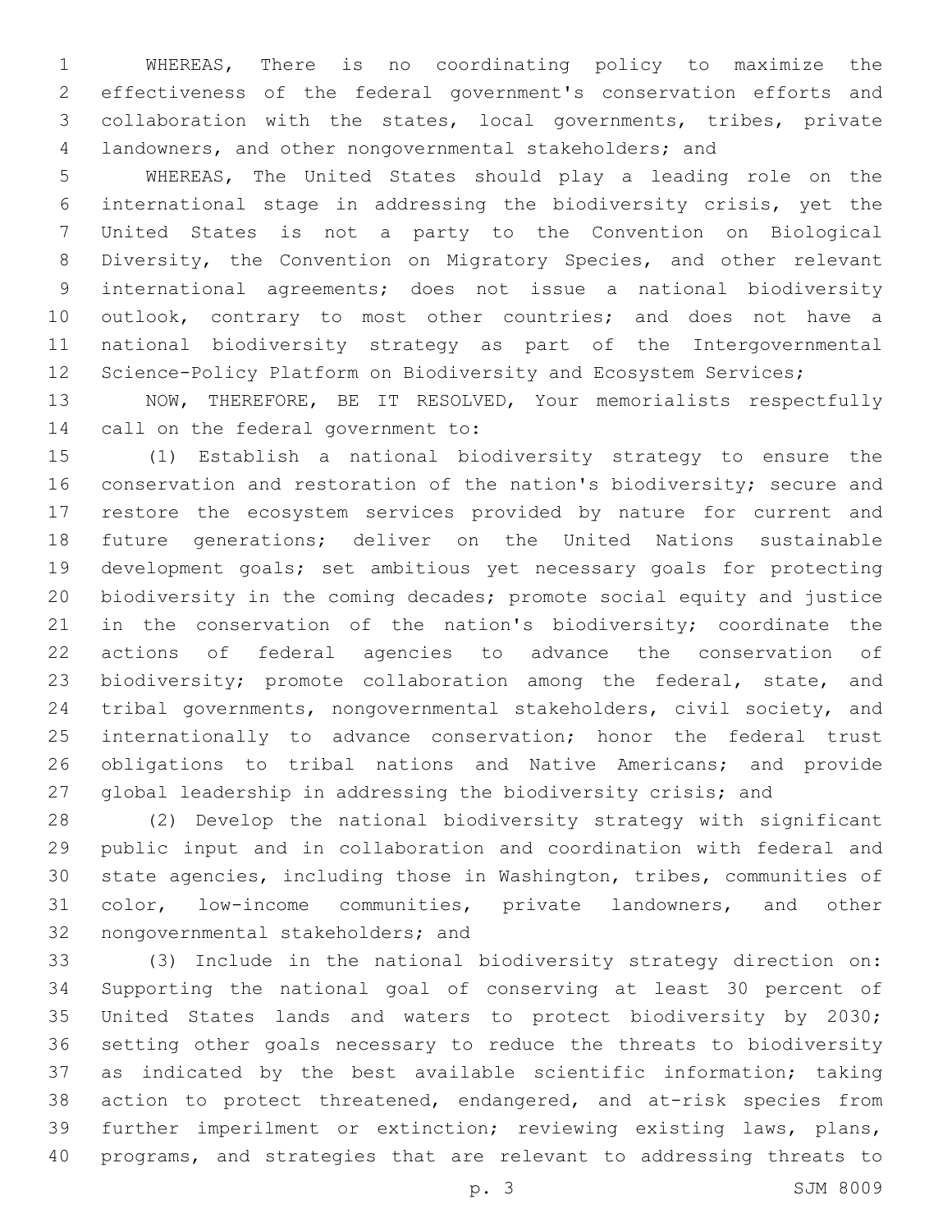WHEREAS, There is no coordinating policy to maximize the effectiveness of the federal government's conservation efforts and collaboration with the states, local governments, tribes, private landowners, and other nongovernmental stakeholders; and

WHEREAS, The United States should play a leading role on the international stage in addressing the biodiversity crisis, yet the United States is not a party to the Convention on Biological Diversity, the Convention on Migratory Species, and other relevant international agreements; does not issue a national biodiversity outlook, contrary to most other countries; and does not have a national biodiversity strategy as part of the Intergovernmental Science-Policy Platform on Biodiversity and Ecosystem Services;

NOW, THEREFORE, BE IT RESOLVED, Your memorialists respectfully call on the federal government to:

(1) Establish a national biodiversity strategy to ensure the conservation and restoration of the nation's biodiversity; secure and restore the ecosystem services provided by nature for current and future generations; deliver on the United Nations sustainable development goals; set ambitious yet necessary goals for protecting biodiversity in the coming decades; promote social equity and justice in the conservation of the nation's biodiversity; coordinate the actions of federal agencies to advance the conservation of biodiversity; promote collaboration among the federal, state, and tribal governments, nongovernmental stakeholders, civil society, and internationally to advance conservation; honor the federal trust obligations to tribal nations and Native Americans; and provide global leadership in addressing the biodiversity crisis; and

(2) Develop the national biodiversity strategy with significant public input and in collaboration and coordination with federal and state agencies, including those in Washington, tribes, communities of color, low-income communities, private landowners, and other nongovernmental stakeholders; and

(3) Include in the national biodiversity strategy direction on: Supporting the national goal of conserving at least 30 percent of United States lands and waters to protect biodiversity by 2030; setting other goals necessary to reduce the threats to biodiversity as indicated by the best available scientific information; taking action to protect threatened, endangered, and at-risk species from further imperilment or extinction; reviewing existing laws, plans, programs, and strategies that are relevant to addressing threats to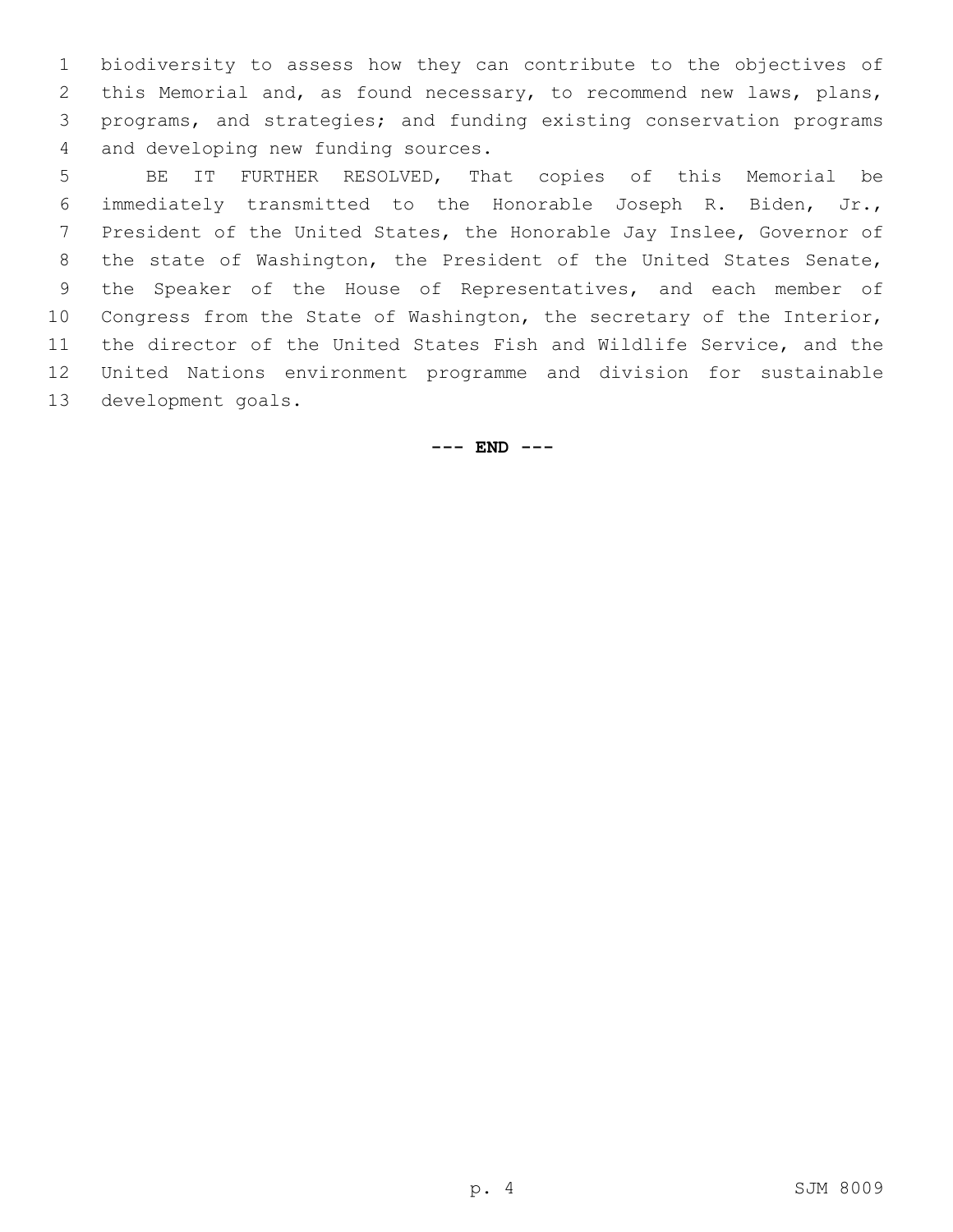biodiversity to assess how they can contribute to the objectives of this Memorial and, as found necessary, to recommend new laws, plans, programs, and strategies; and funding existing conservation programs and developing new funding sources.

BE IT FURTHER RESOLVED, That copies of this Memorial be immediately transmitted to the Honorable Joseph R. Biden, Jr., President of the United States, the Honorable Jay Inslee, Governor of the state of Washington, the President of the United States Senate, the Speaker of the House of Representatives, and each member of Congress from the State of Washington, the secretary of the Interior, the director of the United States Fish and Wildlife Service, and the United Nations environment programme and division for sustainable development goals.

**--- END ---**